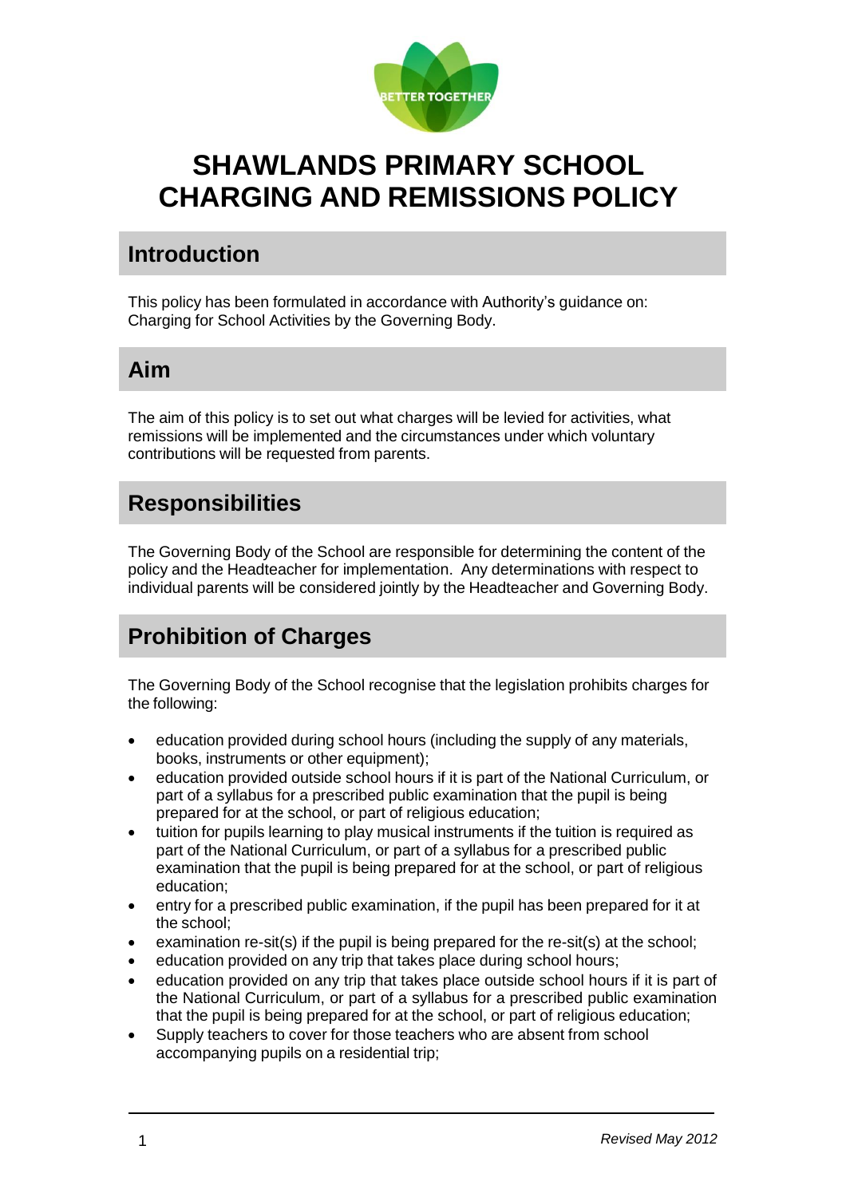# SHAWLANDS PRIMARY SCHOOL CHARGING AND REMISSIONS POLICY

## Introduction

This policy has been formulated in accordance with Authority's guidance on: Charging for School Activities by the Governing Body.

## Aim

The aim of this policy is to set out what charges will be levied for activities, what remissions will be implemented and the circumstances under which voluntary contributions will be requested from parents.

## Responsibilities

The Governing Body of the School are responsible for determining the content of the policy and the Headteacher for implementation. Any determinations with respect to individual parents will be considered jointly by the Headteacher and Governing Body.

## Prohibition of Charges

The Governing Body of the School recognise that the legislation prohibits charges for the following:

- education provided during school hours (including the supply of any materials, books, instruments or other equipment);
- education provided outside school hours if it is part of the National Curriculum, or part of a syllabus for a prescribed public examination that the pupil is being prepared for at the school, or part of religious education;
- tuition for pupils learning to play musical instruments if the tuition is required as part of the National Curriculum, or part of a syllabus for a prescribed public examination that the pupil is being prepared for at the school, or part of religious education;
- entry for a prescribed public examination, if the pupil has been prepared for it at the school;
- examination re-sit(s) if the pupil is being prepared for the re-sit(s) at the school;
- education provided on any trip that takes place during school hours;
- education provided on any trip that takes place outside school hours if it is part of the National Curriculum, or part of a syllabus for a prescribed public examination that the pupil is being prepared for at the school, or part of religious education;
- Supply teachers to cover for those teachers who are absent from school accompanying pupils on a residential trip;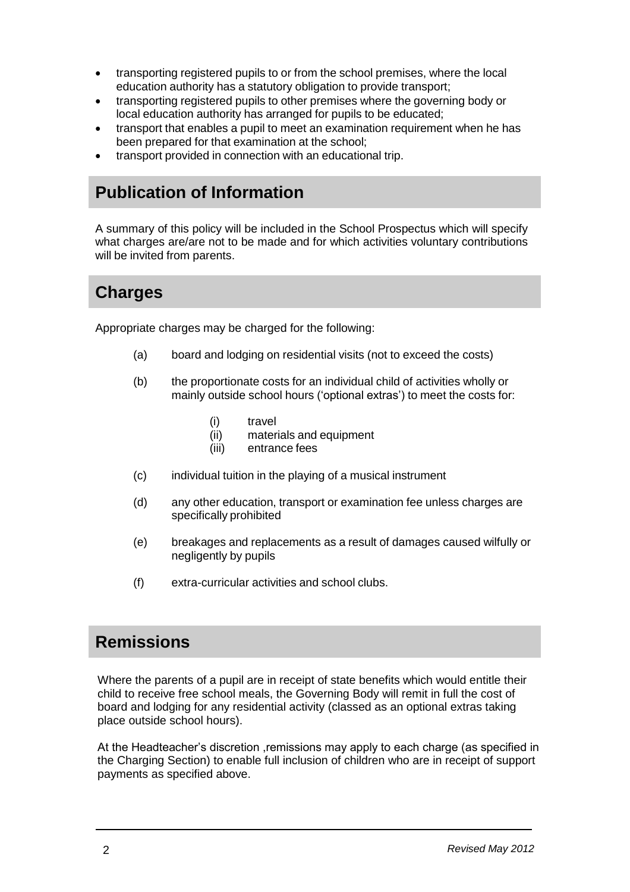- transporting registered pupils to or from the school premises, where the local education authority has a statutory obligation to provide transport;
- transporting registered pupils to other premises where the governing body or local education authority has arranged for pupils to be educated;
- transport that enables a pupil to meet an examination requirement when he has been prepared for that examination at the school;
- transport provided in connection with an educational trip.

## Publication of Information

A summary of this policy will be included in the School Prospectus which will specify what charges are/are not to be made and for which activities voluntary contributions will be invited from parents.

## Charges

Appropriate charges may be charged for the following:

(a) board and lodging on residential visits (not to exceed the costs)

(b) the proportionate costs for an individual child of activities wholly or mainly outside school hours ('optional extras') to meet the costs for:

  (i) travel
  (ii) materials and equipment
  (iii) entrance fees

(c) individual tuition in the playing of a musical instrument

(d) any other education, transport or examination fee unless charges are specifically prohibited

(e) breakages and replacements as a result of damages caused wilfully or negligently by pupils

(f) extra-curricular activities and school clubs.

## Remissions

Where the parents of a pupil are in receipt of state benefits which would entitle their child to receive free school meals, the Governing Body will remit in full the cost of board and lodging for any residential activity (classed as an optional extras taking place outside school hours).

At the Headteacher's discretion ,remissions may apply to each charge (as specified in the Charging Section) to enable full inclusion of children who are in receipt of support payments as specified above.

*Revised May 2012*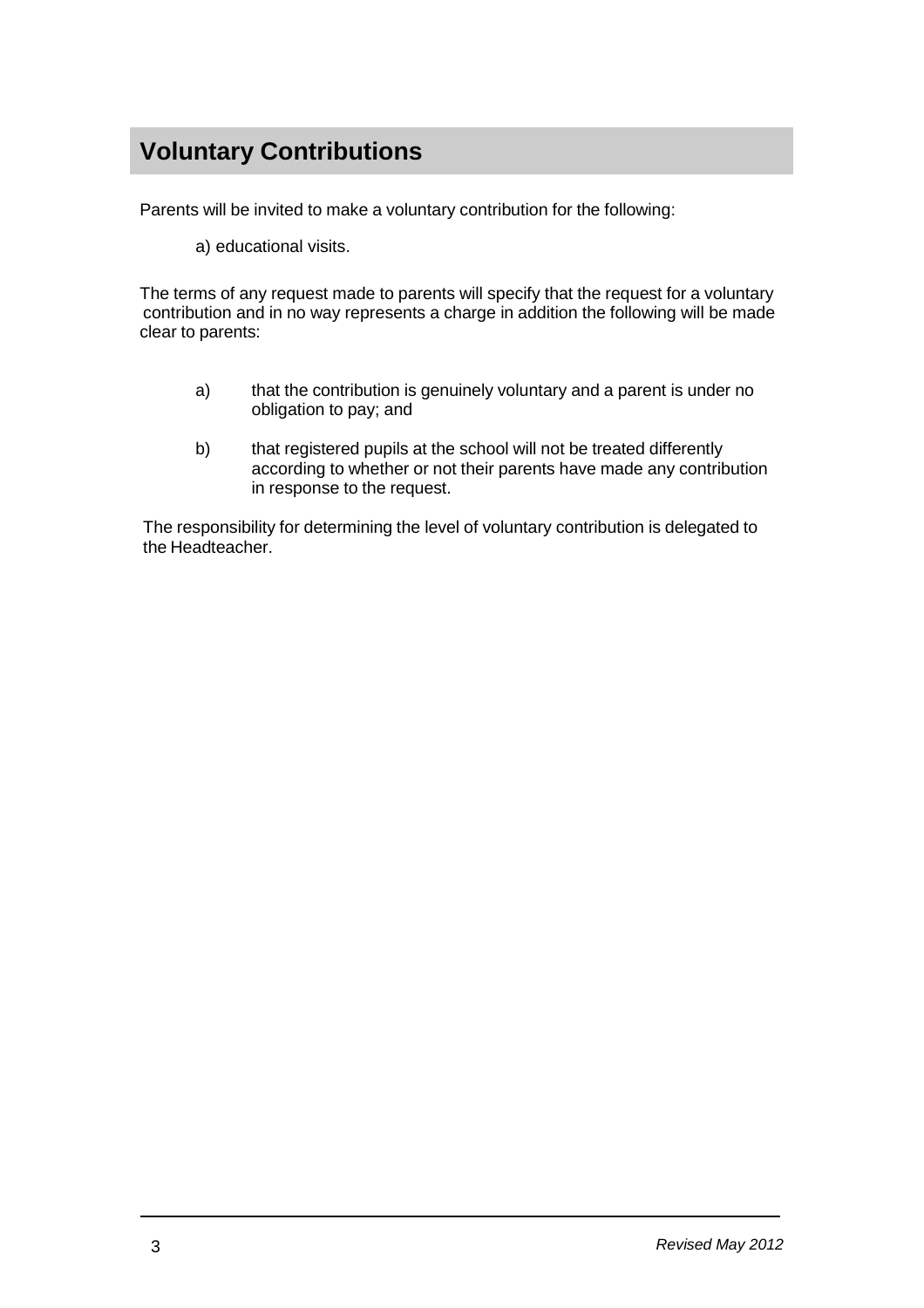## Voluntary Contributions

Parents will be invited to make a voluntary contribution for the following:

a) educational visits.

The terms of any request made to parents will specify that the request for a voluntary contribution and in no way represents a charge in addition the following will be made clear to parents:

a) that the contribution is genuinely voluntary and a parent is under no obligation to pay; and

b) that registered pupils at the school will not be treated differently according to whether or not their parents have made any contribution in response to the request.

The responsibility for determining the level of voluntary contribution is delegated to the Headteacher.